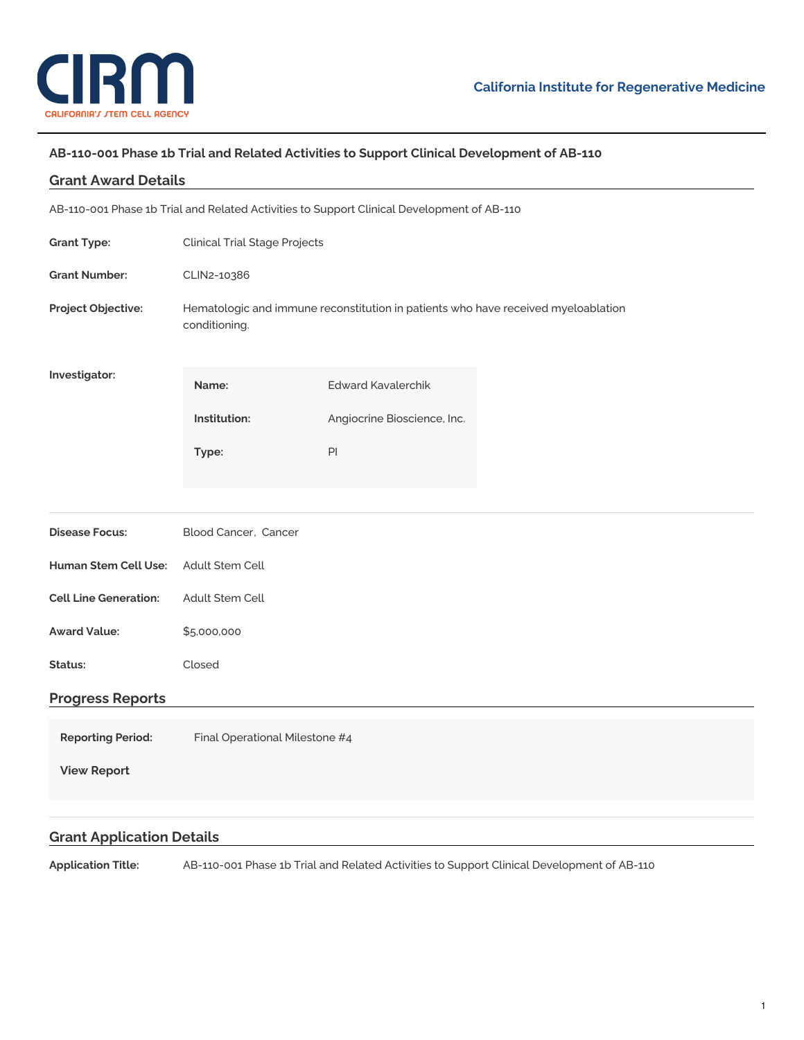California Institute for Regenerative Medicine

# AB-110-001 Phase 1b Trial and Related Activities to Support Clinical Development of AB-110

## Grant Award Details

AB-110-001 Phase 1b Trial and Related Activities to Support Clinical Development of AB-110

**Grant Type:** Clinical Trial Stage Projects

**Grant Number:** CLIN2-10386

**Project Objective:** Hematologic and immune reconstitution in patients who have received myeloablation conditioning.

**Investigator:**

| | |
|---|---|
| **Name:** | Edward Kavalerchik |
| **Institution:** | Angiocrine Bioscience, Inc. |
| **Type:** | PI |

**Disease Focus:** Blood Cancer, Cancer

**Human Stem Cell Use:** Adult Stem Cell

**Cell Line Generation:** Adult Stem Cell

**Award Value:** $5,000,000

**Status:** Closed

## Progress Reports

**Reporting Period:** Final Operational Milestone #4

**View Report**

## Grant Application Details

**Application Title:** AB-110-001 Phase 1b Trial and Related Activities to Support Clinical Development of AB-110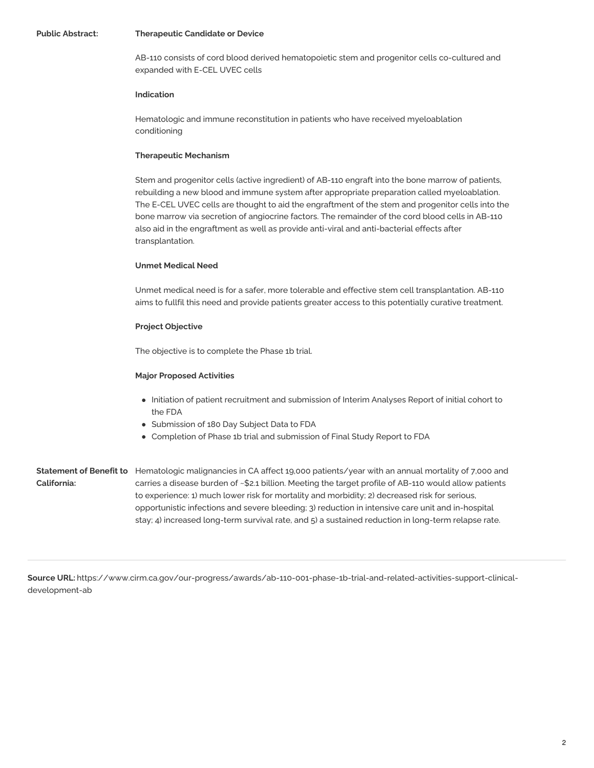**Public Abstract:**

**Therapeutic Candidate or Device**

AB-110 consists of cord blood derived hematopoietic stem and progenitor cells co-cultured and expanded with E-CEL UVEC cells

**Indication**

Hematologic and immune reconstitution in patients who have received myeloablation conditioning

**Therapeutic Mechanism**

Stem and progenitor cells (active ingredient) of AB-110 engraft into the bone marrow of patients, rebuilding a new blood and immune system after appropriate preparation called myeloablation. The E-CEL UVEC cells are thought to aid the engraftment of the stem and progenitor cells into the bone marrow via secretion of angiocrine factors. The remainder of the cord blood cells in AB-110 also aid in the engraftment as well as provide anti-viral and anti-bacterial effects after transplantation.

**Unmet Medical Need**

Unmet medical need is for a safer, more tolerable and effective stem cell transplantation. AB-110 aims to fullfil this need and provide patients greater access to this potentially curative treatment.

**Project Objective**

The objective is to complete the Phase 1b trial.

**Major Proposed Activities**

- Initiation of patient recruitment and submission of Interim Analyses Report of initial cohort to the FDA
- Submission of 180 Day Subject Data to FDA
- Completion of Phase 1b trial and submission of Final Study Report to FDA

**Statement of Benefit to California:**

Hematologic malignancies in CA affect 19,000 patients/year with an annual mortality of 7,000 and carries a disease burden of ~$2.1 billion. Meeting the target profile of AB-110 would allow patients to experience: 1) much lower risk for mortality and morbidity; 2) decreased risk for serious, opportunistic infections and severe bleeding; 3) reduction in intensive care unit and in-hospital stay; 4) increased long-term survival rate, and 5) a sustained reduction in long-term relapse rate.

---

**Source URL:** https://www.cirm.ca.gov/our-progress/awards/ab-110-001-phase-1b-trial-and-related-activities-support-clinical-development-ab